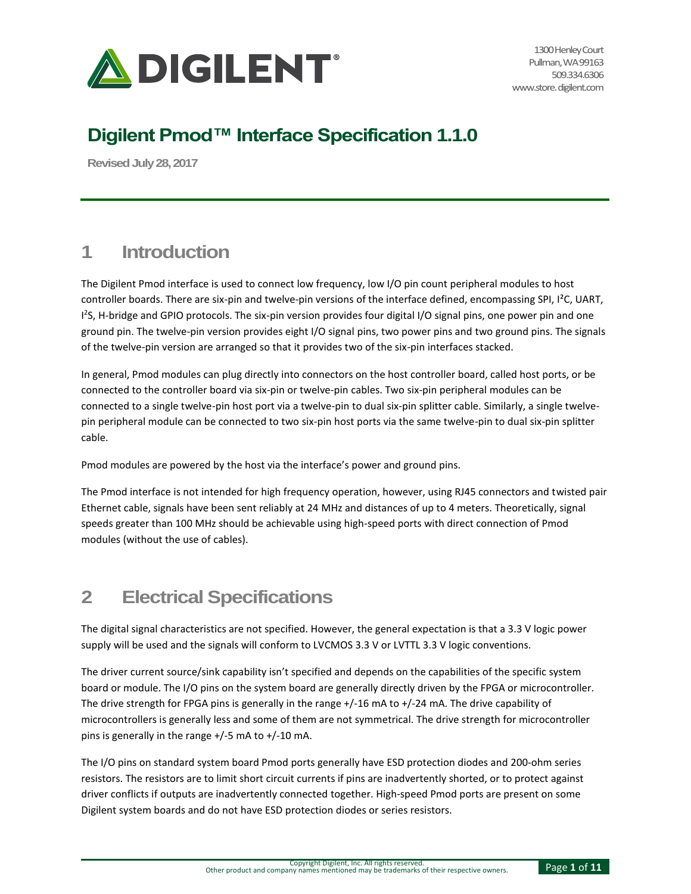# Digilent Pmod™ Interface Specification 1.1.0

Revised July 28, 2017

## 1 Introduction

The Digilent Pmod interface is used to connect low frequency, low I/O pin count peripheral modules to host controller boards. There are six-pin and twelve-pin versions of the interface defined, encompassing SPI, I²C, UART, I²S, H-bridge and GPIO protocols. The six-pin version provides four digital I/O signal pins, one power pin and one ground pin. The twelve-pin version provides eight I/O signal pins, two power pins and two ground pins. The signals of the twelve-pin version are arranged so that it provides two of the six-pin interfaces stacked.

In general, Pmod modules can plug directly into connectors on the host controller board, called host ports, or be connected to the controller board via six-pin or twelve-pin cables. Two six-pin peripheral modules can be connected to a single twelve-pin host port via a twelve-pin to dual six-pin splitter cable. Similarly, a single twelve-pin peripheral module can be connected to two six-pin host ports via the same twelve-pin to dual six-pin splitter cable.

Pmod modules are powered by the host via the interface's power and ground pins.

The Pmod interface is not intended for high frequency operation, however, using RJ45 connectors and twisted pair Ethernet cable, signals have been sent reliably at 24 MHz and distances of up to 4 meters. Theoretically, signal speeds greater than 100 MHz should be achievable using high-speed ports with direct connection of Pmod modules (without the use of cables).

## 2 Electrical Specifications

The digital signal characteristics are not specified. However, the general expectation is that a 3.3 V logic power supply will be used and the signals will conform to LVCMOS 3.3 V or LVTTL 3.3 V logic conventions.

The driver current source/sink capability isn't specified and depends on the capabilities of the specific system board or module. The I/O pins on the system board are generally directly driven by the FPGA or microcontroller. The drive strength for FPGA pins is generally in the range +/-16 mA to +/-24 mA. The drive capability of microcontrollers is generally less and some of them are not symmetrical. The drive strength for microcontroller pins is generally in the range +/-5 mA to +/-10 mA.

The I/O pins on standard system board Pmod ports generally have ESD protection diodes and 200-ohm series resistors. The resistors are to limit short circuit currents if pins are inadvertently shorted, or to protect against driver conflicts if outputs are inadvertently connected together. High-speed Pmod ports are present on some Digilent system boards and do not have ESD protection diodes or series resistors.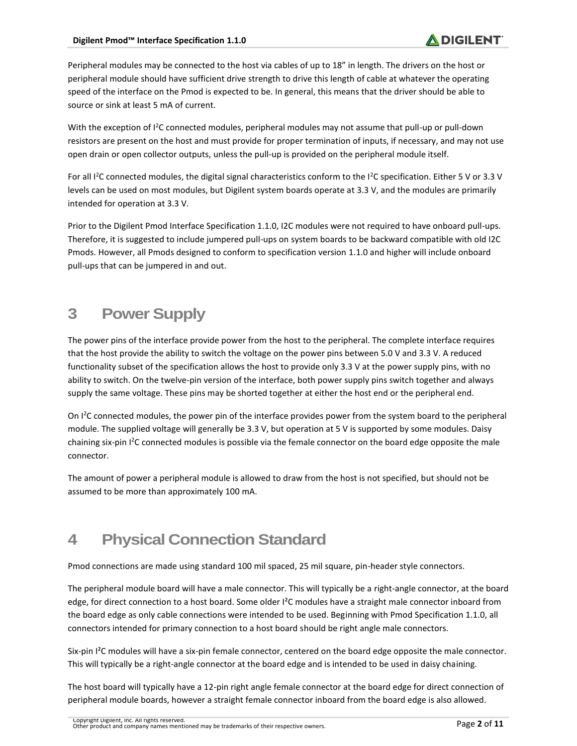Peripheral modules may be connected to the host via cables of up to 18" in length. The drivers on the host or peripheral module should have sufficient drive strength to drive this length of cable at whatever the operating speed of the interface on the Pmod is expected to be. In general, this means that the driver should be able to source or sink at least 5 mA of current.

With the exception of I$^2$C connected modules, peripheral modules may not assume that pull-up or pull-down resistors are present on the host and must provide for proper termination of inputs, if necessary, and may not use open drain or open collector outputs, unless the pull-up is provided on the peripheral module itself.

For all I$^2$C connected modules, the digital signal characteristics conform to the I$^2$C specification. Either 5 V or 3.3 V levels can be used on most modules, but Digilent system boards operate at 3.3 V, and the modules are primarily intended for operation at 3.3 V.

Prior to the Digilent Pmod Interface Specification 1.1.0, I2C modules were not required to have onboard pull-ups. Therefore, it is suggested to include jumpered pull-ups on system boards to be backward compatible with old I2C Pmods. However, all Pmods designed to conform to specification version 1.1.0 and higher will include onboard pull-ups that can be jumpered in and out.

# 3 Power Supply

The power pins of the interface provide power from the host to the peripheral. The complete interface requires that the host provide the ability to switch the voltage on the power pins between 5.0 V and 3.3 V. A reduced functionality subset of the specification allows the host to provide only 3.3 V at the power supply pins, with no ability to switch. On the twelve-pin version of the interface, both power supply pins switch together and always supply the same voltage. These pins may be shorted together at either the host end or the peripheral end.

On I$^2$C connected modules, the power pin of the interface provides power from the system board to the peripheral module. The supplied voltage will generally be 3.3 V, but operation at 5 V is supported by some modules. Daisy chaining six-pin I$^2$C connected modules is possible via the female connector on the board edge opposite the male connector.

The amount of power a peripheral module is allowed to draw from the host is not specified, but should not be assumed to be more than approximately 100 mA.

# 4 Physical Connection Standard

Pmod connections are made using standard 100 mil spaced, 25 mil square, pin-header style connectors.

The peripheral module board will have a male connector. This will typically be a right-angle connector, at the board edge, for direct connection to a host board. Some older I$^2$C modules have a straight male connector inboard from the board edge as only cable connections were intended to be used. Beginning with Pmod Specification 1.1.0, all connectors intended for primary connection to a host board should be right angle male connectors.

Six-pin I$^2$C modules will have a six-pin female connector, centered on the board edge opposite the male connector. This will typically be a right-angle connector at the board edge and is intended to be used in daisy chaining.

The host board will typically have a 12-pin right angle female connector at the board edge for direct connection of peripheral module boards, however a straight female connector inboard from the board edge is also allowed.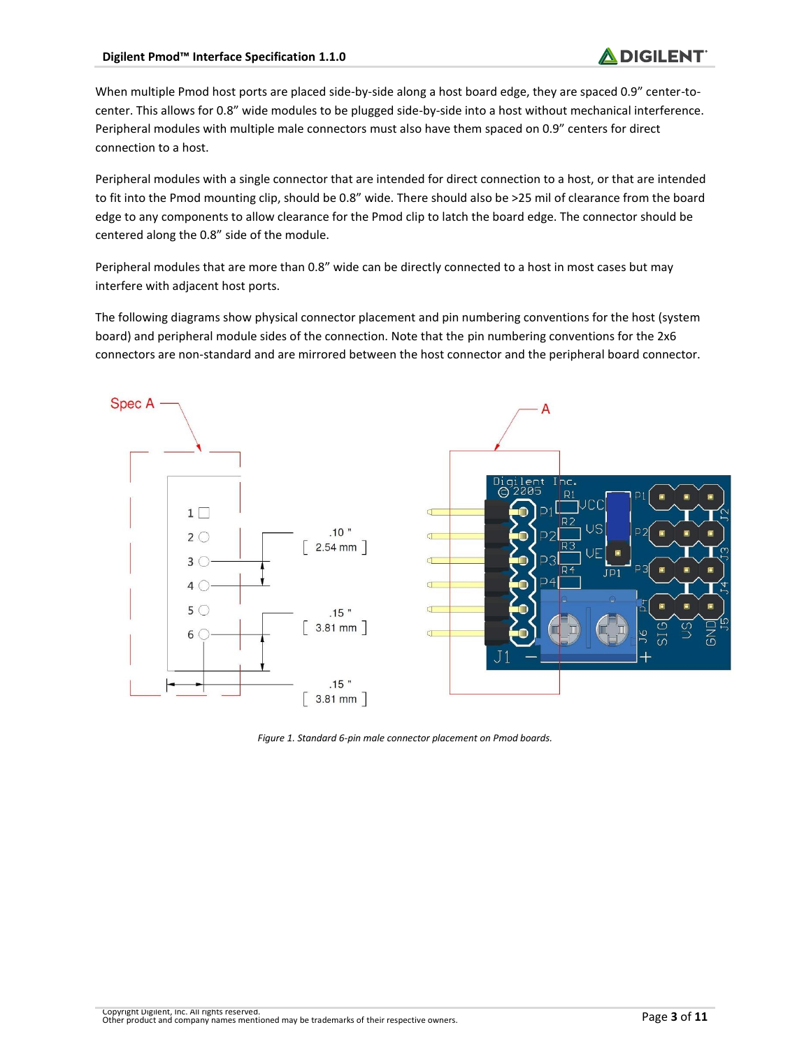When multiple Pmod host ports are placed side-by-side along a host board edge, they are spaced 0.9" center-to-center. This allows for 0.8" wide modules to be plugged side-by-side into a host without mechanical interference. Peripheral modules with multiple male connectors must also have them spaced on 0.9" centers for direct connection to a host.

Peripheral modules with a single connector that are intended for direct connection to a host, or that are intended to fit into the Pmod mounting clip, should be 0.8" wide. There should also be >25 mil of clearance from the board edge to any components to allow clearance for the Pmod clip to latch the board edge. The connector should be centered along the 0.8" side of the module.

Peripheral modules that are more than 0.8" wide can be directly connected to a host in most cases but may interfere with adjacent host ports.

The following diagrams show physical connector placement and pin numbering conventions for the host (system board) and peripheral module sides of the connection. Note that the pin numbering conventions for the 2x6 connectors are non-standard and are mirrored between the host connector and the peripheral board connector.

*Figure 1. Standard 6-pin male connector placement on Pmod boards.*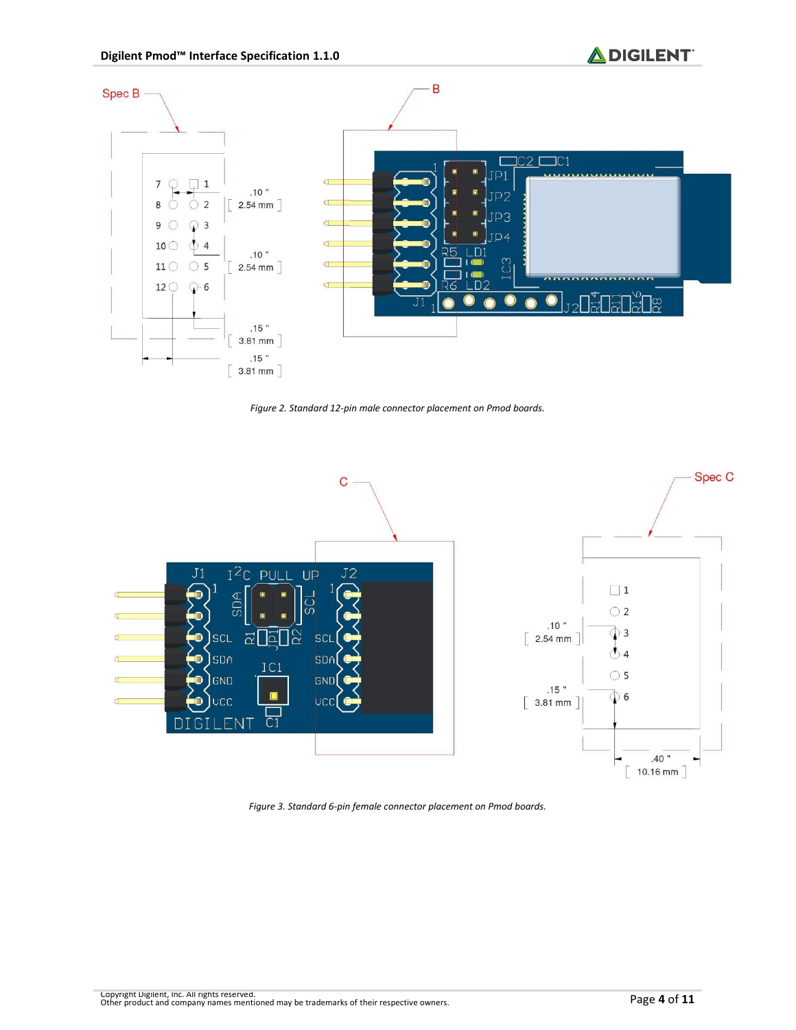Figure 2. Standard 12-pin male connector placement on Pmod boards.

Figure 3. Standard 6-pin female connector placement on Pmod boards.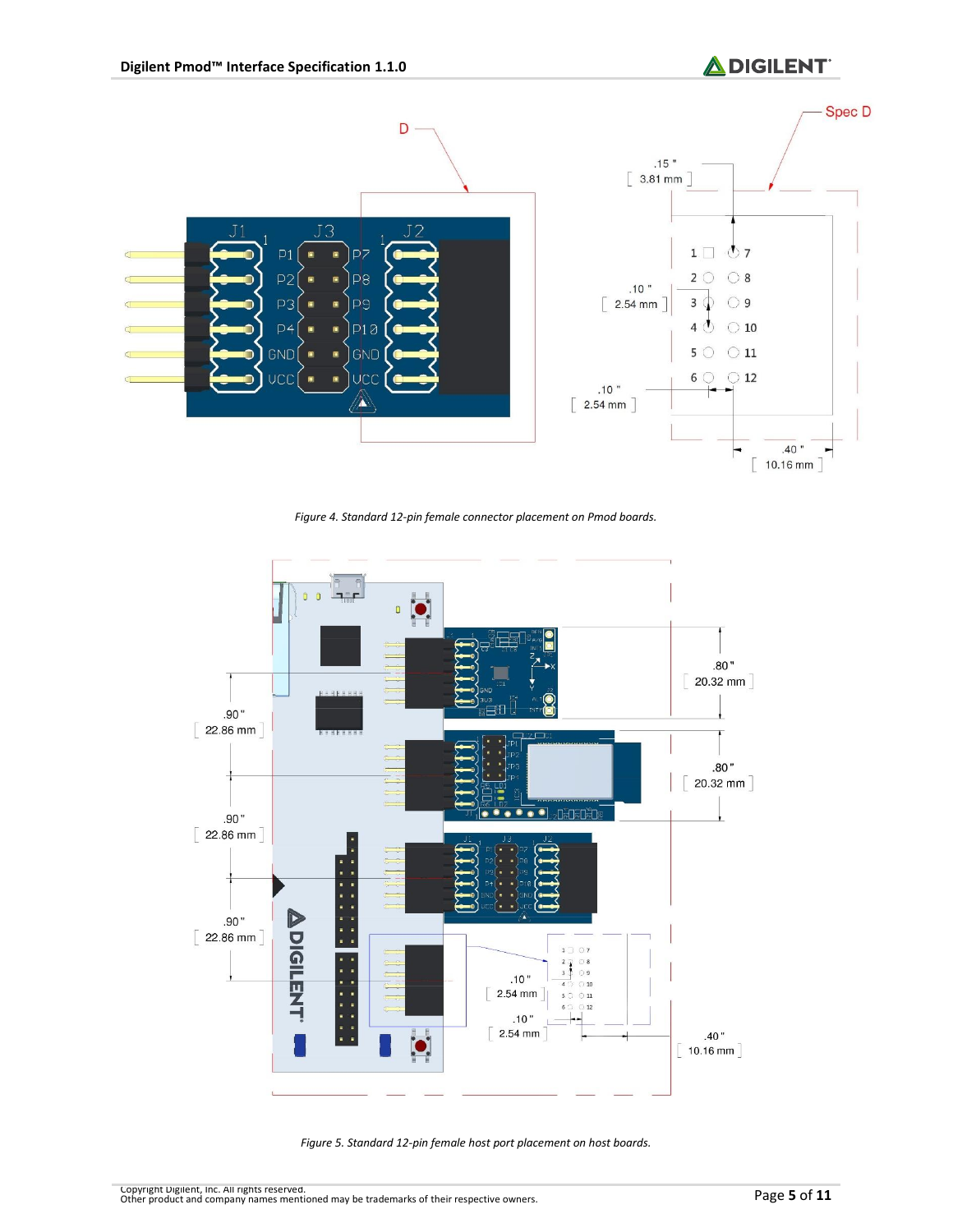Figure 4. Standard 12-pin female connector placement on Pmod boards.

Figure 5. Standard 12-pin female host port placement on host boards.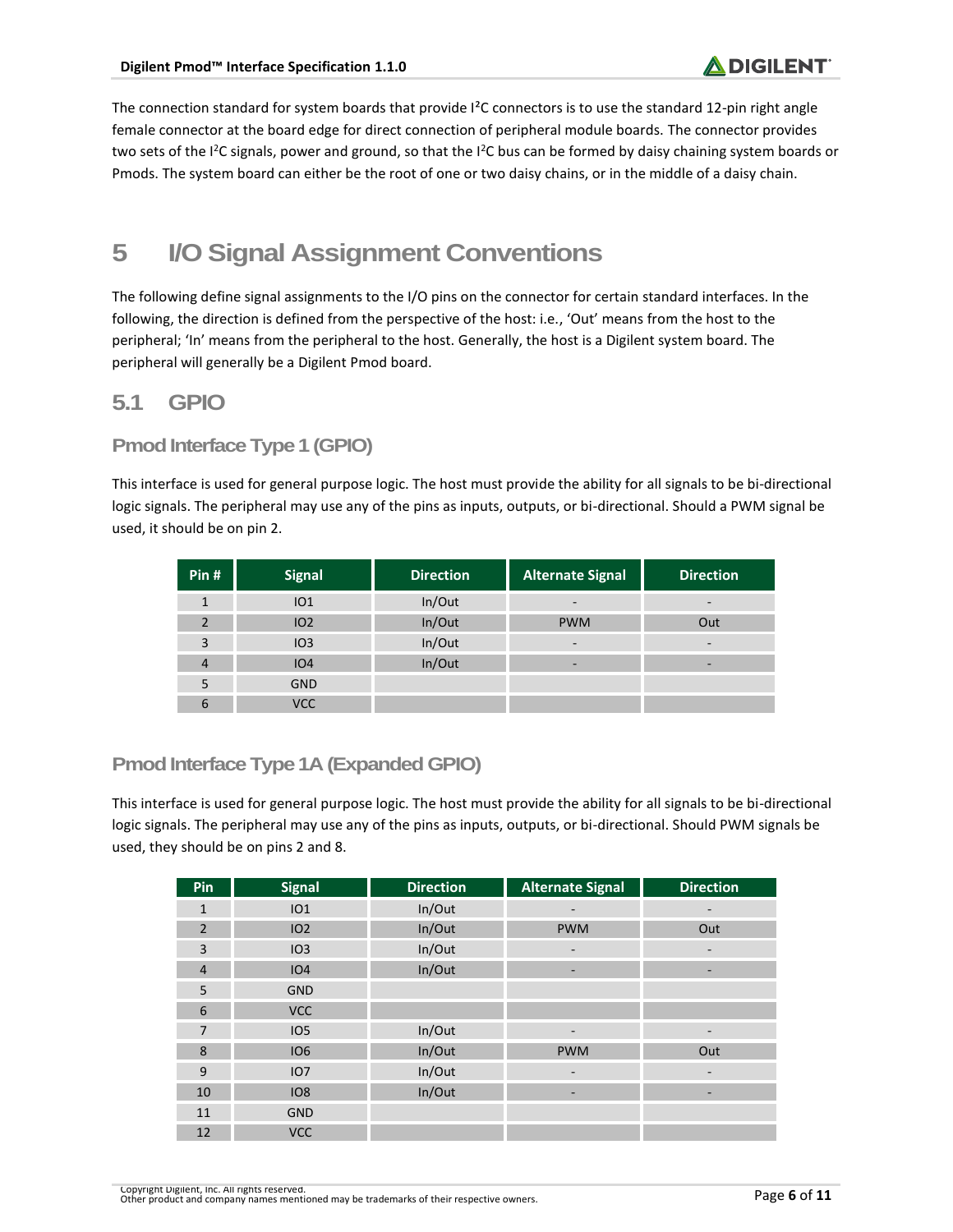The connection standard for system boards that provide I²C connectors is to use the standard 12-pin right angle female connector at the board edge for direct connection of peripheral module boards. The connector provides two sets of the I²C signals, power and ground, so that the I²C bus can be formed by daisy chaining system boards or Pmods. The system board can either be the root of one or two daisy chains, or in the middle of a daisy chain.

# 5 I/O Signal Assignment Conventions

The following define signal assignments to the I/O pins on the connector for certain standard interfaces. In the following, the direction is defined from the perspective of the host: i.e., 'Out' means from the host to the peripheral; 'In' means from the peripheral to the host. Generally, the host is a Digilent system board. The peripheral will generally be a Digilent Pmod board.

## 5.1 GPIO

### Pmod Interface Type 1 (GPIO)

This interface is used for general purpose logic. The host must provide the ability for all signals to be bi-directional logic signals. The peripheral may use any of the pins as inputs, outputs, or bi-directional. Should a PWM signal be used, it should be on pin 2.

| Pin # | Signal | Direction | Alternate Signal | Direction |
|---|---|---|---|---|
| 1 | IO1 | In/Out | - | - |
| 2 | IO2 | In/Out | PWM | Out |
| 3 | IO3 | In/Out | - | - |
| 4 | IO4 | In/Out | - | - |
| 5 | GND | | | |
| 6 | VCC | | | |

### Pmod Interface Type 1A (Expanded GPIO)

This interface is used for general purpose logic. The host must provide the ability for all signals to be bi-directional logic signals. The peripheral may use any of the pins as inputs, outputs, or bi-directional. Should PWM signals be used, they should be on pins 2 and 8.

| Pin | Signal | Direction | Alternate Signal | Direction |
|---|---|---|---|---|
| 1 | IO1 | In/Out | - | - |
| 2 | IO2 | In/Out | PWM | Out |
| 3 | IO3 | In/Out | - | - |
| 4 | IO4 | In/Out | - | - |
| 5 | GND | | | |
| 6 | VCC | | | |
| 7 | IO5 | In/Out | - | - |
| 8 | IO6 | In/Out | PWM | Out |
| 9 | IO7 | In/Out | - | - |
| 10 | IO8 | In/Out | - | - |
| 11 | GND | | | |
| 12 | VCC | | | |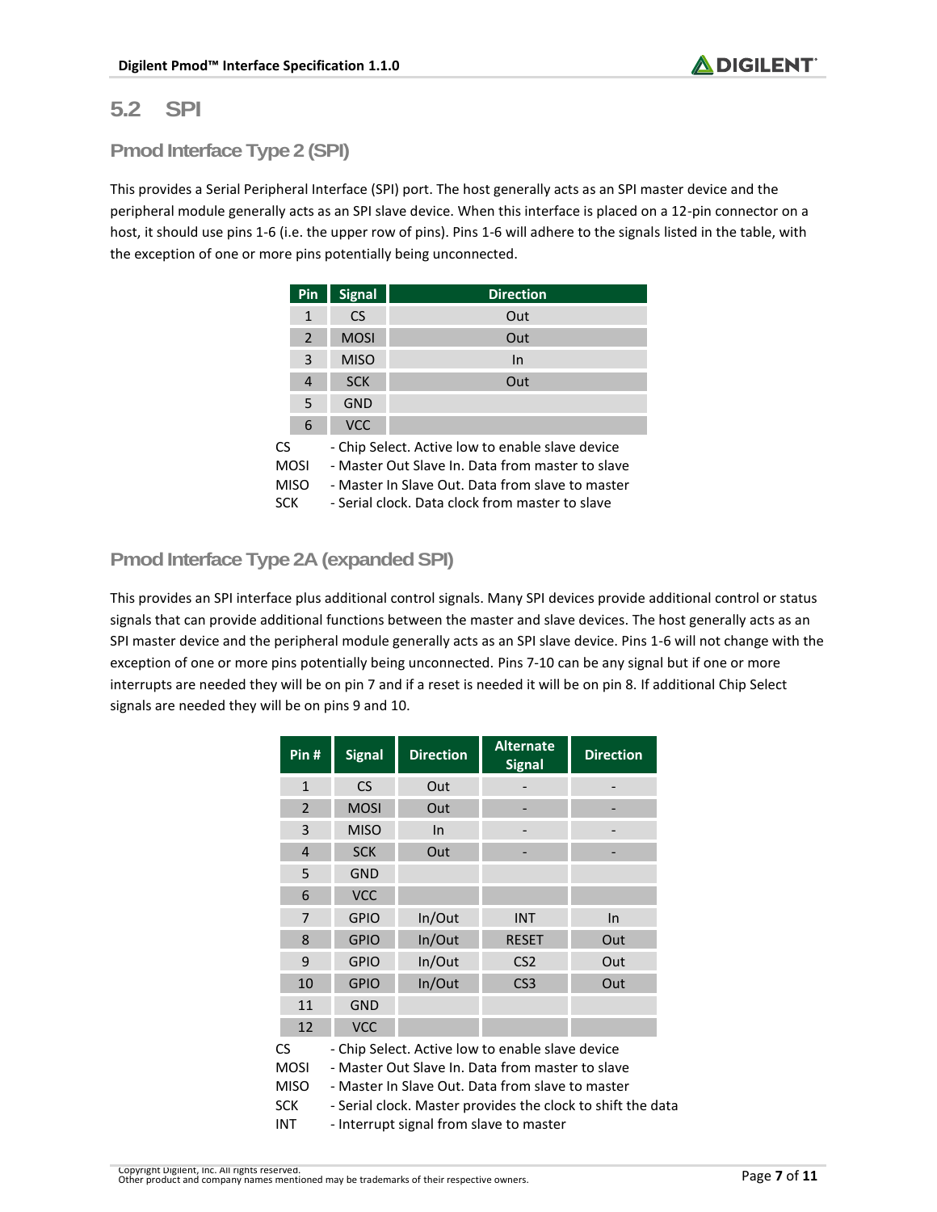## 5.2 SPI

### Pmod Interface Type 2 (SPI)

This provides a Serial Peripheral Interface (SPI) port. The host generally acts as an SPI master device and the peripheral module generally acts as an SPI slave device. When this interface is placed on a 12-pin connector on a host, it should use pins 1-6 (i.e. the upper row of pins). Pins 1-6 will adhere to the signals listed in the table, with the exception of one or more pins potentially being unconnected.

| Pin | Signal | Direction |
|---|---|---|
| 1 | CS | Out |
| 2 | MOSI | Out |
| 3 | MISO | In |
| 4 | SCK | Out |
| 5 | GND | |
| 6 | VCC | |

CS - Chip Select. Active low to enable slave device
MOSI - Master Out Slave In. Data from master to slave
MISO - Master In Slave Out. Data from slave to master
SCK - Serial clock. Data clock from master to slave

### Pmod Interface Type 2A (expanded SPI)

This provides an SPI interface plus additional control signals. Many SPI devices provide additional control or status signals that can provide additional functions between the master and slave devices. The host generally acts as an SPI master device and the peripheral module generally acts as an SPI slave device. Pins 1-6 will not change with the exception of one or more pins potentially being unconnected. Pins 7-10 can be any signal but if one or more interrupts are needed they will be on pin 7 and if a reset is needed it will be on pin 8. If additional Chip Select signals are needed they will be on pins 9 and 10.

| Pin # | Signal | Direction | Alternate Signal | Direction |
|---|---|---|---|---|
| 1 | CS | Out | - | - |
| 2 | MOSI | Out | - | - |
| 3 | MISO | In | - | - |
| 4 | SCK | Out | - | - |
| 5 | GND | | | |
| 6 | VCC | | | |
| 7 | GPIO | In/Out | INT | In |
| 8 | GPIO | In/Out | RESET | Out |
| 9 | GPIO | In/Out | CS2 | Out |
| 10 | GPIO | In/Out | CS3 | Out |
| 11 | GND | | | |
| 12 | VCC | | | |

CS - Chip Select. Active low to enable slave device
MOSI - Master Out Slave In. Data from master to slave
MISO - Master In Slave Out. Data from slave to master
SCK - Serial clock. Master provides the clock to shift the data
INT - Interrupt signal from slave to master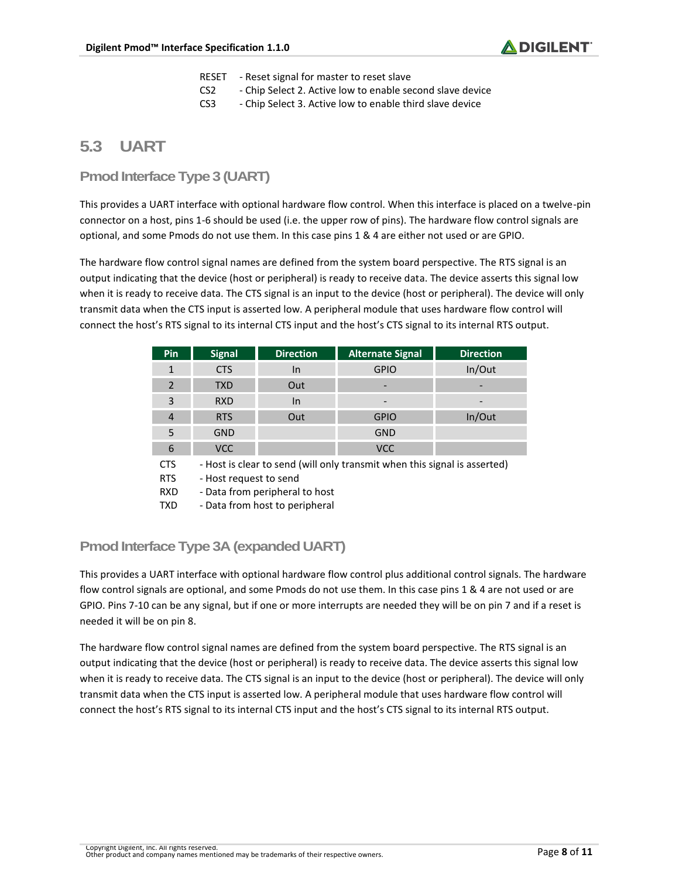RESET - Reset signal for master to reset slave
CS2 - Chip Select 2. Active low to enable second slave device
CS3 - Chip Select 3. Active low to enable third slave device

## 5.3 UART

### Pmod Interface Type 3 (UART)

This provides a UART interface with optional hardware flow control. When this interface is placed on a twelve-pin connector on a host, pins 1-6 should be used (i.e. the upper row of pins). The hardware flow control signals are optional, and some Pmods do not use them. In this case pins 1 & 4 are either not used or are GPIO.

The hardware flow control signal names are defined from the system board perspective. The RTS signal is an output indicating that the device (host or peripheral) is ready to receive data. The device asserts this signal low when it is ready to receive data. The CTS signal is an input to the device (host or peripheral). The device will only transmit data when the CTS input is asserted low. A peripheral module that uses hardware flow control will connect the host's RTS signal to its internal CTS input and the host's CTS signal to its internal RTS output.

| Pin | Signal | Direction | Alternate Signal | Direction |
|---|---|---|---|---|
| 1 | CTS | In | GPIO | In/Out |
| 2 | TXD | Out | - | - |
| 3 | RXD | In | - | - |
| 4 | RTS | Out | GPIO | In/Out |
| 5 | GND | | GND | |
| 6 | VCC | | VCC | |

CTS - Host is clear to send (will only transmit when this signal is asserted)
RTS - Host request to send
RXD - Data from peripheral to host
TXD - Data from host to peripheral

### Pmod Interface Type 3A (expanded UART)

This provides a UART interface with optional hardware flow control plus additional control signals. The hardware flow control signals are optional, and some Pmods do not use them. In this case pins 1 & 4 are not used or are GPIO. Pins 7-10 can be any signal, but if one or more interrupts are needed they will be on pin 7 and if a reset is needed it will be on pin 8.

The hardware flow control signal names are defined from the system board perspective. The RTS signal is an output indicating that the device (host or peripheral) is ready to receive data. The device asserts this signal low when it is ready to receive data. The CTS signal is an input to the device (host or peripheral). The device will only transmit data when the CTS input is asserted low. A peripheral module that uses hardware flow control will connect the host's RTS signal to its internal CTS input and the host's CTS signal to its internal RTS output.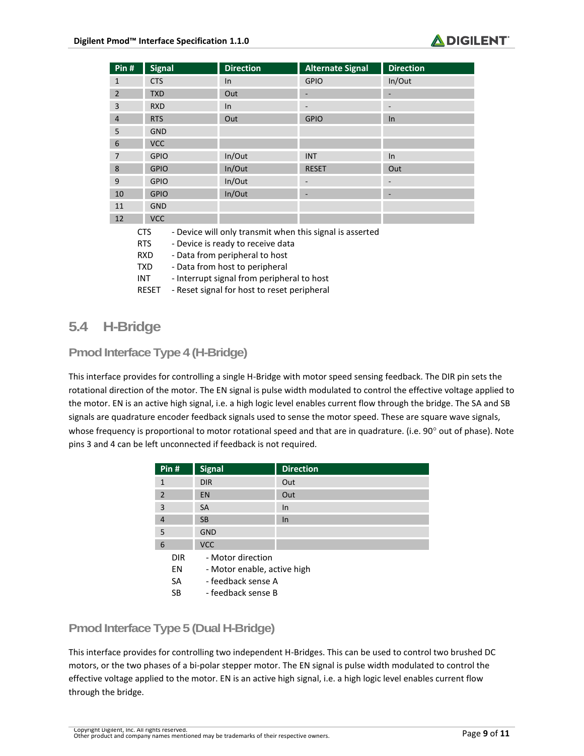| Pin # | Signal | Direction | Alternate Signal | Direction |
|---|---|---|---|---|
| 1 | CTS | In | GPIO | In/Out |
| 2 | TXD | Out | - | - |
| 3 | RXD | In | - | - |
| 4 | RTS | Out | GPIO | In |
| 5 | GND | | | |
| 6 | VCC | | | |
| 7 | GPIO | In/Out | INT | In |
| 8 | GPIO | In/Out | RESET | Out |
| 9 | GPIO | In/Out | - | - |
| 10 | GPIO | In/Out | - | - |
| 11 | GND | | | |
| 12 | VCC | | | |

CTS - Device will only transmit when this signal is asserted
RTS - Device is ready to receive data
RXD - Data from peripheral to host
TXD - Data from host to peripheral
INT - Interrupt signal from peripheral to host
RESET - Reset signal for host to reset peripheral

## 5.4 H-Bridge

### Pmod Interface Type 4 (H-Bridge)

This interface provides for controlling a single H-Bridge with motor speed sensing feedback. The DIR pin sets the rotational direction of the motor. The EN signal is pulse width modulated to control the effective voltage applied to the motor. EN is an active high signal, i.e. a high logic level enables current flow through the bridge. The SA and SB signals are quadrature encoder feedback signals used to sense the motor speed. These are square wave signals, whose frequency is proportional to motor rotational speed and that are in quadrature. (i.e. 90° out of phase). Note pins 3 and 4 can be left unconnected if feedback is not required.

| Pin # | Signal | Direction |
|---|---|---|
| 1 | DIR | Out |
| 2 | EN | Out |
| 3 | SA | In |
| 4 | SB | In |
| 5 | GND | |
| 6 | VCC | |

DIR - Motor direction
EN - Motor enable, active high
SA - feedback sense A
SB - feedback sense B

### Pmod Interface Type 5 (Dual H-Bridge)

This interface provides for controlling two independent H-Bridges. This can be used to control two brushed DC motors, or the two phases of a bi-polar stepper motor. The EN signal is pulse width modulated to control the effective voltage applied to the motor. EN is an active high signal, i.e. a high logic level enables current flow through the bridge.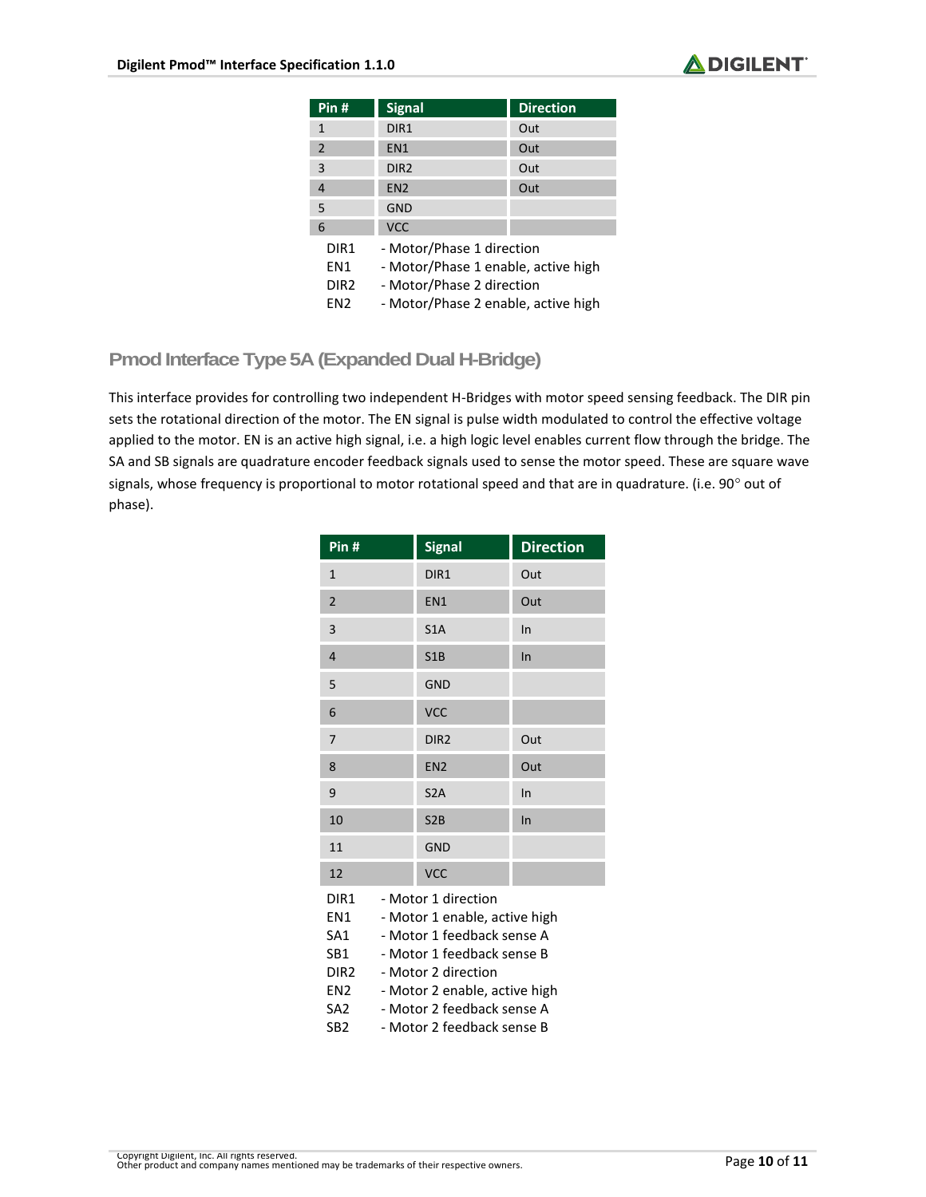| Pin # | Signal | Direction |
|---|---|---|
| 1 | DIR1 | Out |
| 2 | EN1 | Out |
| 3 | DIR2 | Out |
| 4 | EN2 | Out |
| 5 | GND | |
| 6 | VCC | |

DIR1 - Motor/Phase 1 direction
EN1 - Motor/Phase 1 enable, active high
DIR2 - Motor/Phase 2 direction
EN2 - Motor/Phase 2 enable, active high

## Pmod Interface Type 5A (Expanded Dual H-Bridge)

This interface provides for controlling two independent H-Bridges with motor speed sensing feedback. The DIR pin sets the rotational direction of the motor. The EN signal is pulse width modulated to control the effective voltage applied to the motor. EN is an active high signal, i.e. a high logic level enables current flow through the bridge. The SA and SB signals are quadrature encoder feedback signals used to sense the motor speed. These are square wave signals, whose frequency is proportional to motor rotational speed and that are in quadrature. (i.e. 90° out of phase).

| Pin # | Signal | Direction |
|---|---|---|
| 1 | DIR1 | Out |
| 2 | EN1 | Out |
| 3 | S1A | In |
| 4 | S1B | In |
| 5 | GND | |
| 6 | VCC | |
| 7 | DIR2 | Out |
| 8 | EN2 | Out |
| 9 | S2A | In |
| 10 | S2B | In |
| 11 | GND | |
| 12 | VCC | |

DIR1 - Motor 1 direction
EN1 - Motor 1 enable, active high
SA1 - Motor 1 feedback sense A
SB1 - Motor 1 feedback sense B
DIR2 - Motor 2 direction
EN2 - Motor 2 enable, active high
SA2 - Motor 2 feedback sense A
SB2 - Motor 2 feedback sense B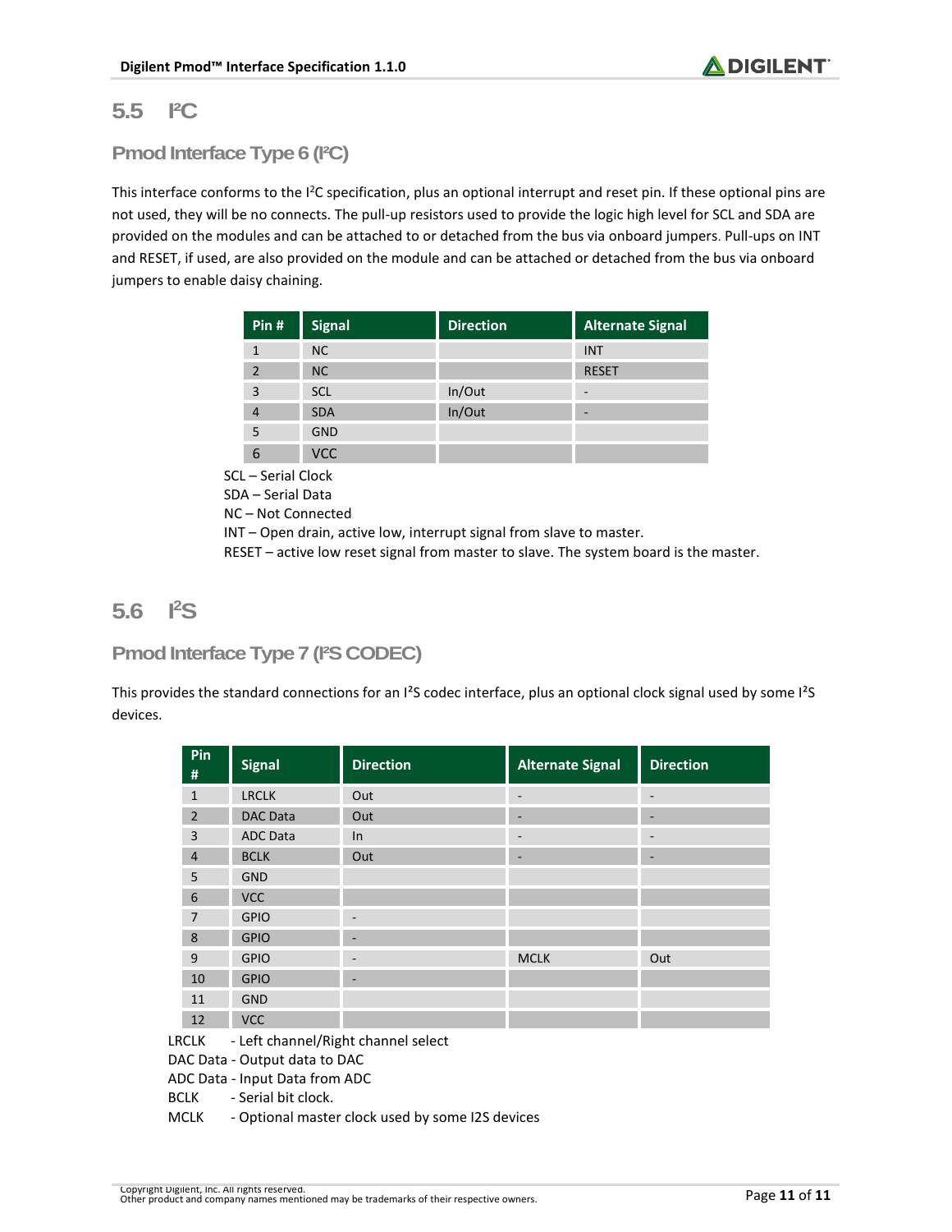## 5.5 I²C

### Pmod Interface Type 6 (I²C)

This interface conforms to the I²C specification, plus an optional interrupt and reset pin. If these optional pins are not used, they will be no connects. The pull-up resistors used to provide the logic high level for SCL and SDA are provided on the modules and can be attached to or detached from the bus via onboard jumpers. Pull-ups on INT and RESET, if used, are also provided on the module and can be attached or detached from the bus via onboard jumpers to enable daisy chaining.

| Pin # | Signal | Direction | Alternate Signal |
|---|---|---|---|
| 1 | NC | | INT |
| 2 | NC | | RESET |
| 3 | SCL | In/Out | - |
| 4 | SDA | In/Out | - |
| 5 | GND | | |
| 6 | VCC | | |

SCL – Serial Clock
SDA – Serial Data
NC – Not Connected
INT – Open drain, active low, interrupt signal from slave to master.
RESET – active low reset signal from master to slave. The system board is the master.

## 5.6 I²S

### Pmod Interface Type 7 (I²S CODEC)

This provides the standard connections for an I²S codec interface, plus an optional clock signal used by some I²S devices.

| Pin # | Signal | Direction | Alternate Signal | Direction |
|---|---|---|---|---|
| 1 | LRCLK | Out | - | - |
| 2 | DAC Data | Out | - | - |
| 3 | ADC Data | In | - | - |
| 4 | BCLK | Out | - | - |
| 5 | GND | | | |
| 6 | VCC | | | |
| 7 | GPIO | - | | |
| 8 | GPIO | - | | |
| 9 | GPIO | - | MCLK | Out |
| 10 | GPIO | - | | |
| 11 | GND | | | |
| 12 | VCC | | | |

LRCLK - Left channel/Right channel select
DAC Data - Output data to DAC
ADC Data - Input Data from ADC
BCLK - Serial bit clock.
MCLK - Optional master clock used by some I2S devices